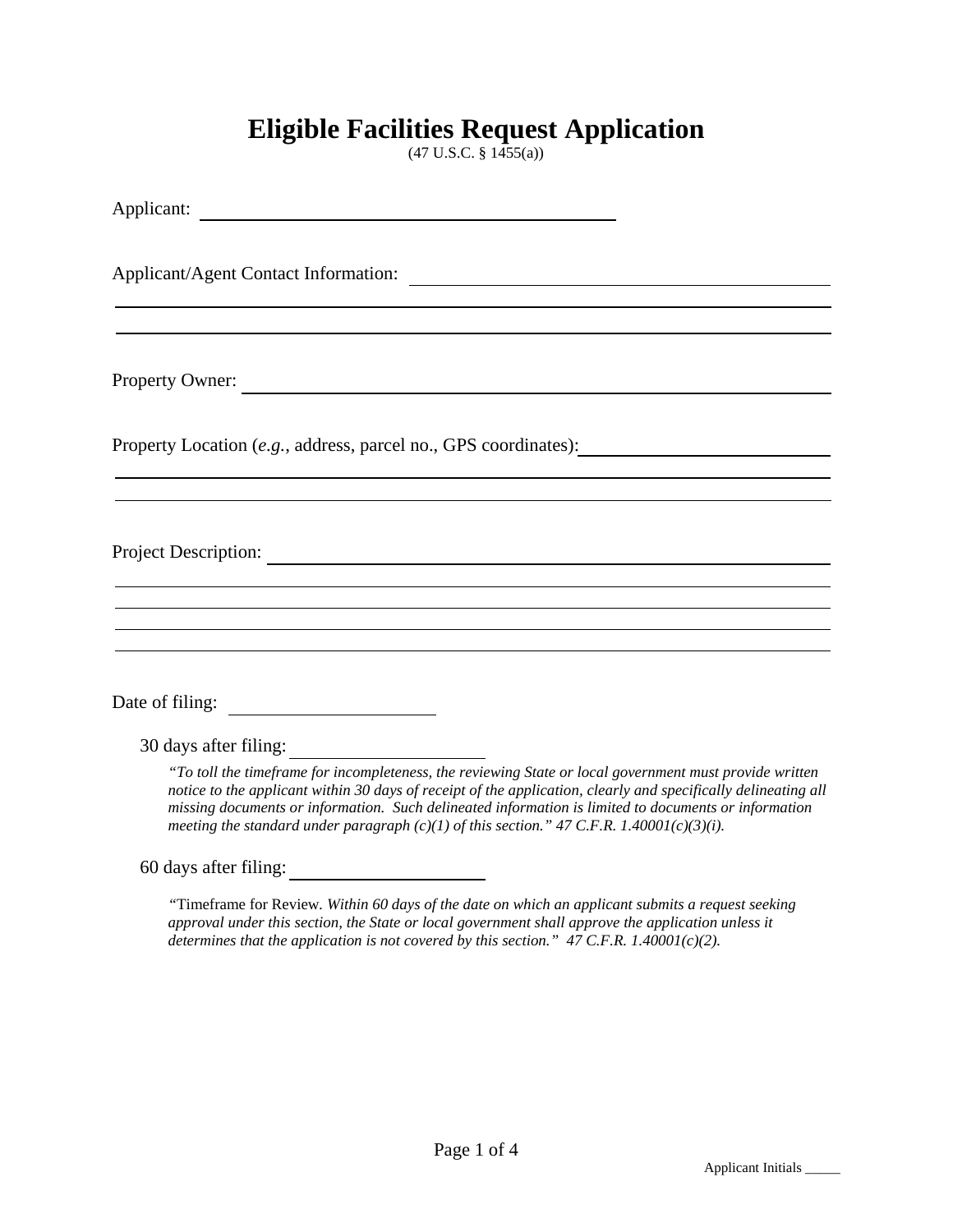# Eligible Facilities Request Application

(47 U.S.C. § 1455(a))

Applicant: ______________________________

Applicant/Agent Contact Information: ______________________________

______________________________

______________________________

Property Owner: ______________________________

Property Location (*e.g.*, address, parcel no., GPS coordinates): ______________________________

______________________________

______________________________

Project Description: ______________________________

______________________________

______________________________

______________________________

______________________________

Date of filing: ____________________

30 days after filing: ____________________

*"To toll the timeframe for incompleteness, the reviewing State or local government must provide written notice to the applicant within 30 days of receipt of the application, clearly and specifically delineating all missing documents or information. Such delineated information is limited to documents or information meeting the standard under paragraph (c)(1) of this section." 47 C.F.R. 1.40001(c)(3)(i).*

60 days after filing: ____________________

"Timeframe for Review. *Within 60 days of the date on which an applicant submits a request seeking approval under this section, the State or local government shall approve the application unless it determines that the application is not covered by this section." 47 C.F.R. 1.40001(c)(2).*

Applicant Initials _____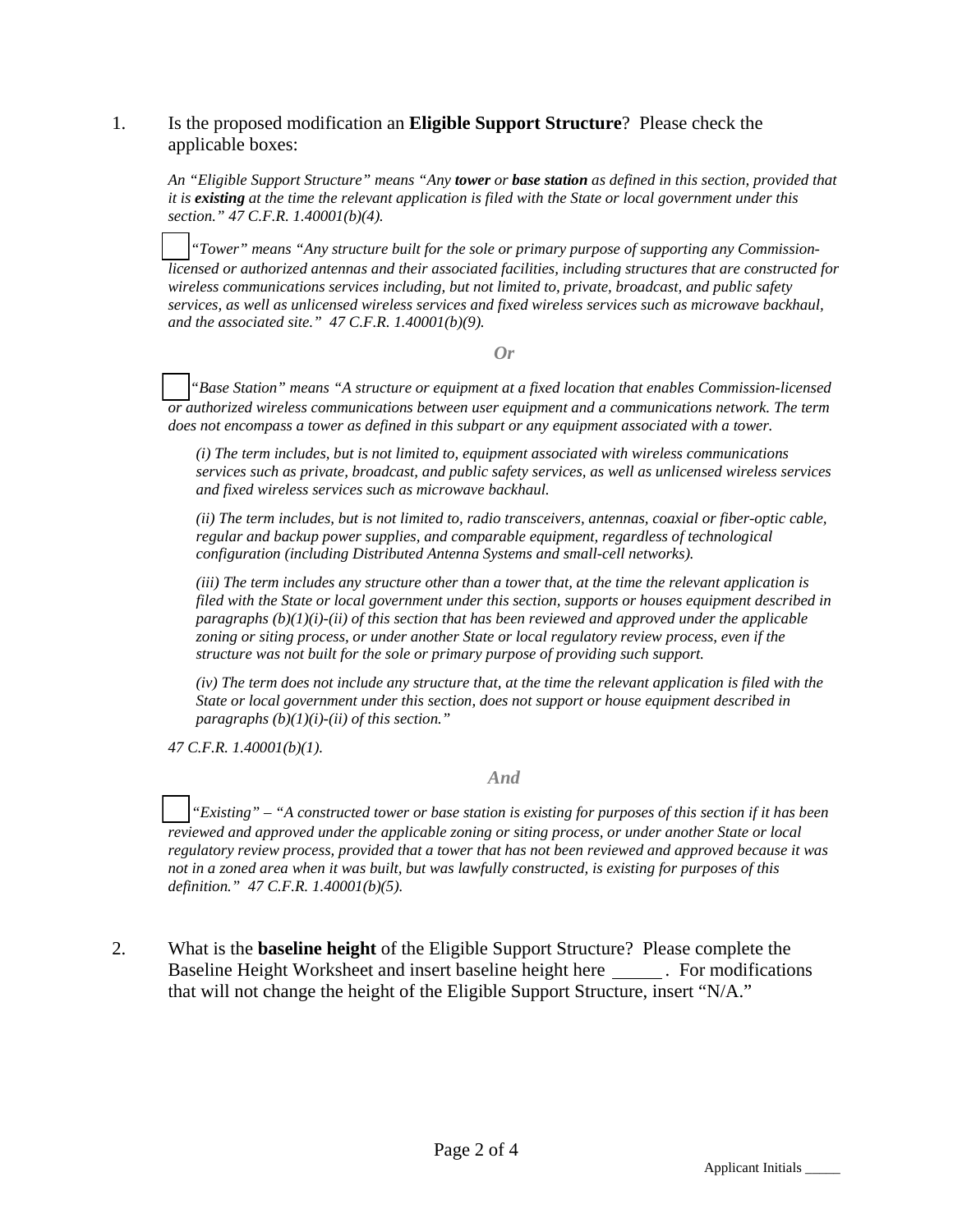1. Is the proposed modification an **Eligible Support Structure**? Please check the applicable boxes:

   *An "Eligible Support Structure" means "Any **tower** or **base station** as defined in this section, provided that it is **existing** at the time the relevant application is filed with the State or local government under this section." 47 C.F.R. 1.40001(b)(4).*

   ☐ *"Tower" means "Any structure built for the sole or primary purpose of supporting any Commission-licensed or authorized antennas and their associated facilities, including structures that are constructed for wireless communications services including, but not limited to, private, broadcast, and public safety services, as well as unlicensed wireless services and fixed wireless services such as microwave backhaul, and the associated site." 47 C.F.R. 1.40001(b)(9).*

   ***Or***

   ☐ *"Base Station" means "A structure or equipment at a fixed location that enables Commission-licensed or authorized wireless communications between user equipment and a communications network. The term does not encompass a tower as defined in this subpart or any equipment associated with a tower.*

   *(i) The term includes, but is not limited to, equipment associated with wireless communications services such as private, broadcast, and public safety services, as well as unlicensed wireless services and fixed wireless services such as microwave backhaul.*

   *(ii) The term includes, but is not limited to, radio transceivers, antennas, coaxial or fiber-optic cable, regular and backup power supplies, and comparable equipment, regardless of technological configuration (including Distributed Antenna Systems and small-cell networks).*

   *(iii) The term includes any structure other than a tower that, at the time the relevant application is filed with the State or local government under this section, supports or houses equipment described in paragraphs (b)(1)(i)-(ii) of this section that has been reviewed and approved under the applicable zoning or siting process, or under another State or local regulatory review process, even if the structure was not built for the sole or primary purpose of providing such support.*

   *(iv) The term does not include any structure that, at the time the relevant application is filed with the State or local government under this section, does not support or house equipment described in paragraphs (b)(1)(i)-(ii) of this section."*

   *47 C.F.R. 1.40001(b)(1).*

   ***And***

   ☐ *"Existing" – "A constructed tower or base station is existing for purposes of this section if it has been reviewed and approved under the applicable zoning or siting process, or under another State or local regulatory review process, provided that a tower that has not been reviewed and approved because it was not in a zoned area when it was built, but was lawfully constructed, is existing for purposes of this definition." 47 C.F.R. 1.40001(b)(5).*

2. What is the **baseline height** of the Eligible Support Structure? Please complete the Baseline Height Worksheet and insert baseline height here _____. For modifications that will not change the height of the Eligible Support Structure, insert "N/A."

Applicant Initials _____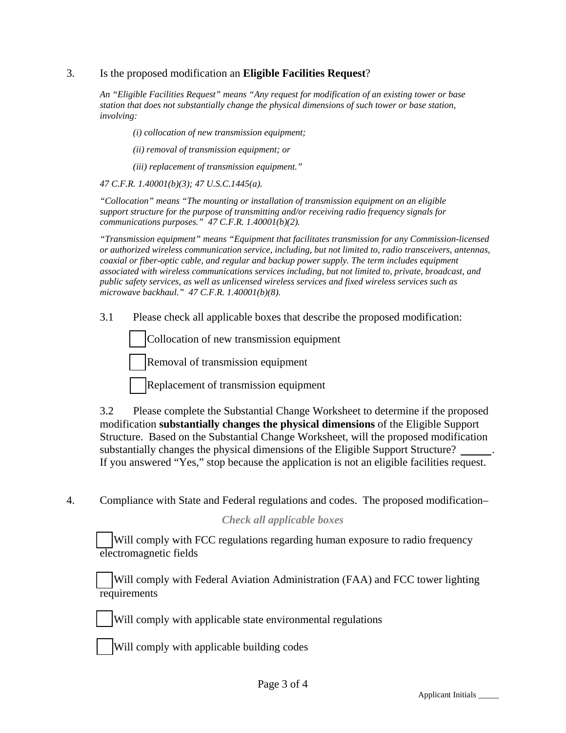3. Is the proposed modification an **Eligible Facilities Request**?

*An "Eligible Facilities Request" means "Any request for modification of an existing tower or base station that does not substantially change the physical dimensions of such tower or base station, involving:*

*(i) collocation of new transmission equipment;*

*(ii) removal of transmission equipment; or*

*(iii) replacement of transmission equipment."*

*47 C.F.R. 1.40001(b)(3); 47 U.S.C.1445(a).*

*"Collocation" means "The mounting or installation of transmission equipment on an eligible support structure for the purpose of transmitting and/or receiving radio frequency signals for communications purposes." 47 C.F.R. 1.40001(b)(2).*

*"Transmission equipment" means "Equipment that facilitates transmission for any Commission-licensed or authorized wireless communication service, including, but not limited to, radio transceivers, antennas, coaxial or fiber-optic cable, and regular and backup power supply. The term includes equipment associated with wireless communications services including, but not limited to, private, broadcast, and public safety services, as well as unlicensed wireless services and fixed wireless services such as microwave backhaul." 47 C.F.R. 1.40001(b)(8).*

3.1 Please check all applicable boxes that describe the proposed modification:

- ☐ Collocation of new transmission equipment
- ☐ Removal of transmission equipment
- ☐ Replacement of transmission equipment

3.2 Please complete the Substantial Change Worksheet to determine if the proposed modification **substantially changes the physical dimensions** of the Eligible Support Structure. Based on the Substantial Change Worksheet, will the proposed modification substantially changes the physical dimensions of the Eligible Support Structure? ______. If you answered "Yes," stop because the application is not an eligible facilities request.

4. Compliance with State and Federal regulations and codes. The proposed modification–

***Check all applicable boxes***

- ☐ Will comply with FCC regulations regarding human exposure to radio frequency electromagnetic fields
- ☐ Will comply with Federal Aviation Administration (FAA) and FCC tower lighting requirements
- ☐ Will comply with applicable state environmental regulations
- ☐ Will comply with applicable building codes

Applicant Initials _____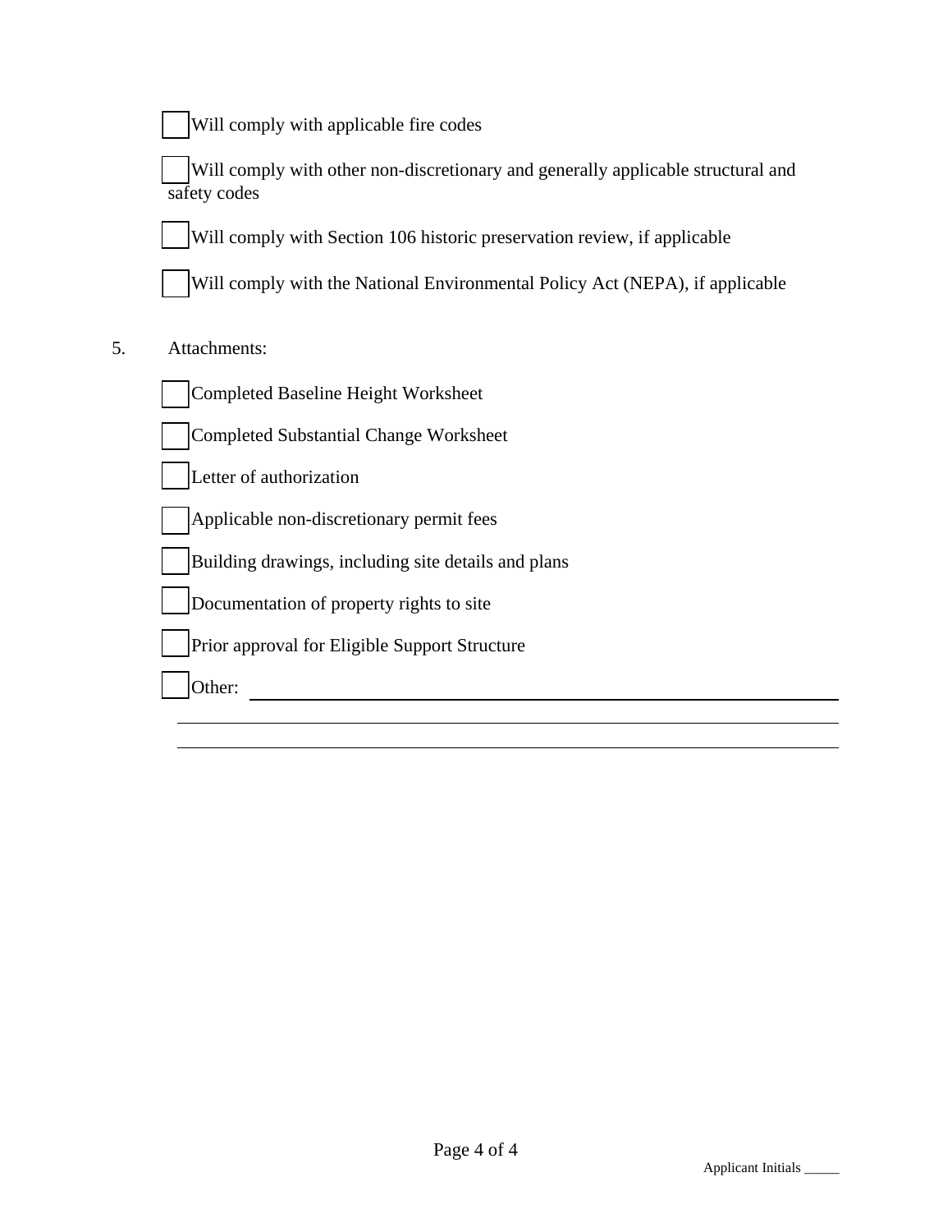- [ ] Will comply with applicable fire codes
- [ ] Will comply with other non-discretionary and generally applicable structural and safety codes
- [ ] Will comply with Section 106 historic preservation review, if applicable
- [ ] Will comply with the National Environmental Policy Act (NEPA), if applicable

5. Attachments:

- [ ] Completed Baseline Height Worksheet
- [ ] Completed Substantial Change Worksheet
- [ ] Letter of authorization
- [ ] Applicable non-discretionary permit fees
- [ ] Building drawings, including site details and plans
- [ ] Documentation of property rights to site
- [ ] Prior approval for Eligible Support Structure
- [ ] Other: ______________________________________________

______________________________________________________________

______________________________________________________________

Applicant Initials _____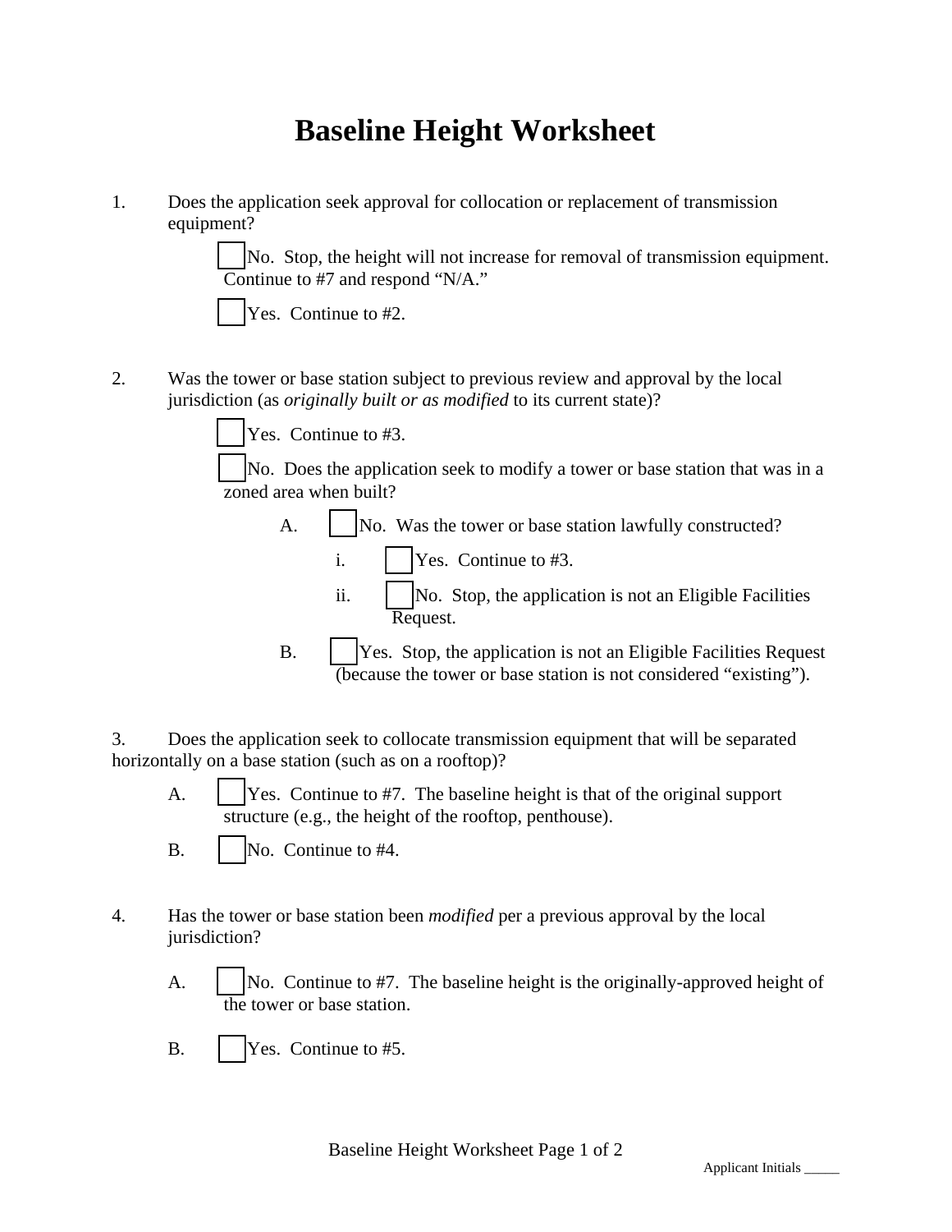# Baseline Height Worksheet

1. Does the application seek approval for collocation or replacement of transmission equipment?

   ☐ No. Stop, the height will not increase for removal of transmission equipment. Continue to #7 and respond "N/A."

   ☐ Yes. Continue to #2.

2. Was the tower or base station subject to previous review and approval by the local jurisdiction (as *originally built or as modified* to its current state)?

   ☐ Yes. Continue to #3.

   ☐ No. Does the application seek to modify a tower or base station that was in a zoned area when built?

   A. ☐ No. Was the tower or base station lawfully constructed?

      i. ☐ Yes. Continue to #3.

      ii. ☐ No. Stop, the application is not an Eligible Facilities Request.

   B. ☐ Yes. Stop, the application is not an Eligible Facilities Request (because the tower or base station is not considered "existing").

3. Does the application seek to collocate transmission equipment that will be separated horizontally on a base station (such as on a rooftop)?

   A. ☐ Yes. Continue to #7. The baseline height is that of the original support structure (e.g., the height of the rooftop, penthouse).

   B. ☐ No. Continue to #4.

4. Has the tower or base station been *modified* per a previous approval by the local jurisdiction?

   A. ☐ No. Continue to #7. The baseline height is the originally-approved height of the tower or base station.

   B. ☐ Yes. Continue to #5.

Applicant Initials _____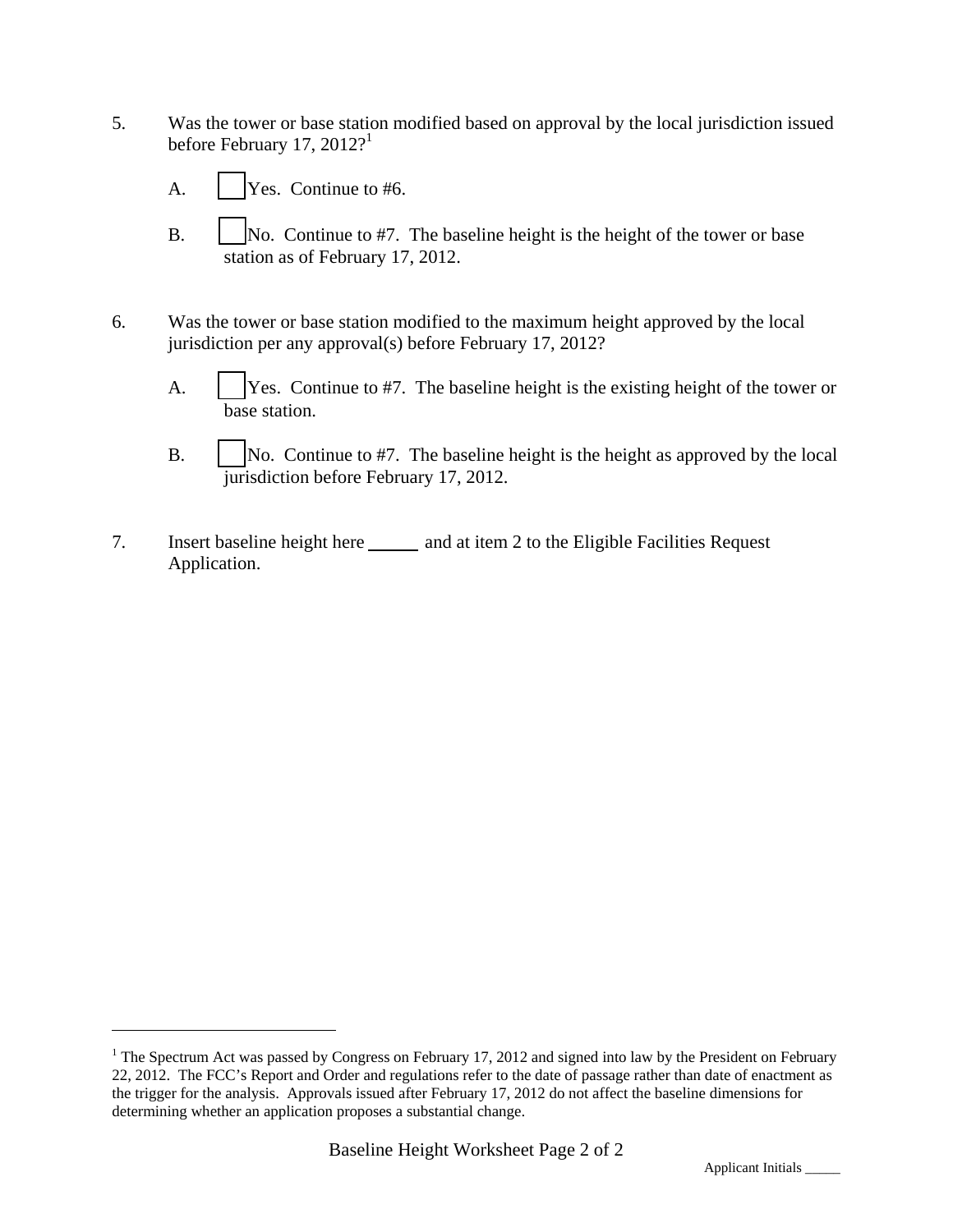5. Was the tower or base station modified based on approval by the local jurisdiction issued before February 17, 2012?[1]

   A. ☐ Yes. Continue to #6.

   B. ☐ No. Continue to #7. The baseline height is the height of the tower or base station as of February 17, 2012.

6. Was the tower or base station modified to the maximum height approved by the local jurisdiction per any approval(s) before February 17, 2012?

   A. ☐ Yes. Continue to #7. The baseline height is the existing height of the tower or base station.

   B. ☐ No. Continue to #7. The baseline height is the height as approved by the local jurisdiction before February 17, 2012.

7. Insert baseline height here ______ and at item 2 to the Eligible Facilities Request Application.

---

[1] The Spectrum Act was passed by Congress on February 17, 2012 and signed into law by the President on February 22, 2012. The FCC's Report and Order and regulations refer to the date of passage rather than date of enactment as the trigger for the analysis. Approvals issued after February 17, 2012 do not affect the baseline dimensions for determining whether an application proposes a substantial change.

Applicant Initials _____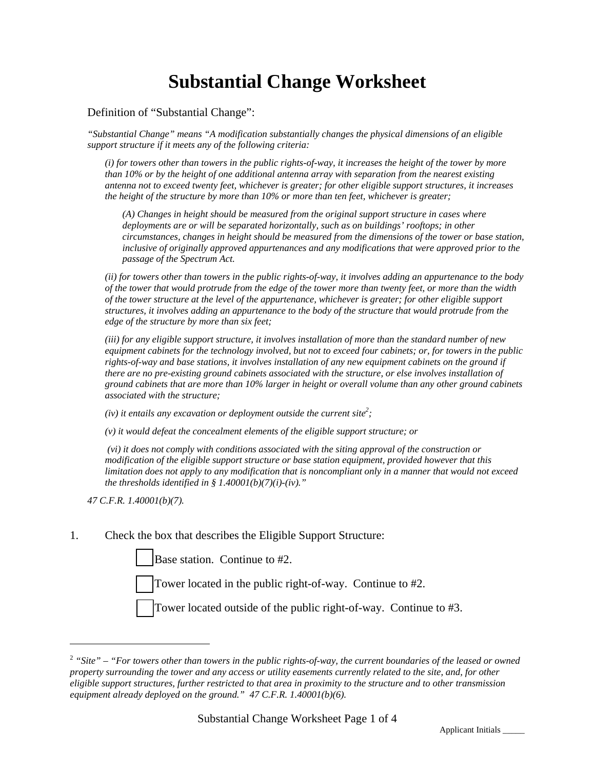# Substantial Change Worksheet

Definition of "Substantial Change":

*"Substantial Change" means "A modification substantially changes the physical dimensions of an eligible support structure if it meets any of the following criteria:*

> *(i) for towers other than towers in the public rights-of-way, it increases the height of the tower by more than 10% or by the height of one additional antenna array with separation from the nearest existing antenna not to exceed twenty feet, whichever is greater; for other eligible support structures, it increases the height of the structure by more than 10% or more than ten feet, whichever is greater;*
>
> > *(A) Changes in height should be measured from the original support structure in cases where deployments are or will be separated horizontally, such as on buildings' rooftops; in other circumstances, changes in height should be measured from the dimensions of the tower or base station, inclusive of originally approved appurtenances and any modifications that were approved prior to the passage of the Spectrum Act.*
>
> *(ii) for towers other than towers in the public rights-of-way, it involves adding an appurtenance to the body of the tower that would protrude from the edge of the tower more than twenty feet, or more than the width of the tower structure at the level of the appurtenance, whichever is greater; for other eligible support structures, it involves adding an appurtenance to the body of the structure that would protrude from the edge of the structure by more than six feet;*
>
> *(iii) for any eligible support structure, it involves installation of more than the standard number of new equipment cabinets for the technology involved, but not to exceed four cabinets; or, for towers in the public rights-of-way and base stations, it involves installation of any new equipment cabinets on the ground if there are no pre-existing ground cabinets associated with the structure, or else involves installation of ground cabinets that are more than 10% larger in height or overall volume than any other ground cabinets associated with the structure;*
>
> *(iv) it entails any excavation or deployment outside the current site[2];*
>
> *(v) it would defeat the concealment elements of the eligible support structure; or*
>
> *(vi) it does not comply with conditions associated with the siting approval of the construction or modification of the eligible support structure or base station equipment, provided however that this limitation does not apply to any modification that is noncompliant only in a manner that would not exceed the thresholds identified in § 1.40001(b)(7)(i)-(iv)."*

*47 C.F.R. 1.40001(b)(7).*

1. Check the box that describes the Eligible Support Structure:

   ☐ Base station. Continue to #2.

   ☐ Tower located in the public right-of-way. Continue to #2.

   ☐ Tower located outside of the public right-of-way. Continue to #3.

---

[2] *"Site" – "For towers other than towers in the public rights-of-way, the current boundaries of the leased or owned property surrounding the tower and any access or utility easements currently related to the site, and, for other eligible support structures, further restricted to that area in proximity to the structure and to other transmission equipment already deployed on the ground." 47 C.F.R. 1.40001(b)(6).*

Applicant Initials _____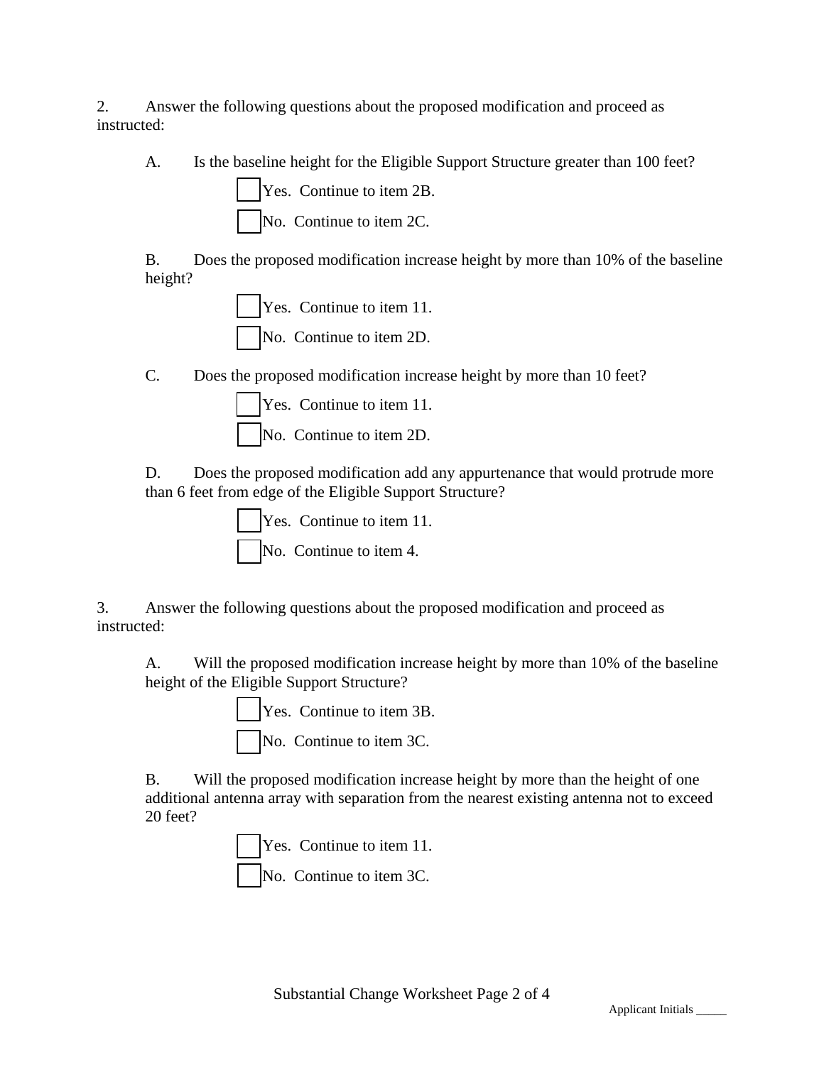2. Answer the following questions about the proposed modification and proceed as instructed:

A. Is the baseline height for the Eligible Support Structure greater than 100 feet?

- [ ] Yes. Continue to item 2B.
- [ ] No. Continue to item 2C.

B. Does the proposed modification increase height by more than 10% of the baseline height?

- [ ] Yes. Continue to item 11.
- [ ] No. Continue to item 2D.

C. Does the proposed modification increase height by more than 10 feet?

- [ ] Yes. Continue to item 11.
- [ ] No. Continue to item 2D.

D. Does the proposed modification add any appurtenance that would protrude more than 6 feet from edge of the Eligible Support Structure?

- [ ] Yes. Continue to item 11.
- [ ] No. Continue to item 4.

3. Answer the following questions about the proposed modification and proceed as instructed:

A. Will the proposed modification increase height by more than 10% of the baseline height of the Eligible Support Structure?

- [ ] Yes. Continue to item 3B.
- [ ] No. Continue to item 3C.

B. Will the proposed modification increase height by more than the height of one additional antenna array with separation from the nearest existing antenna not to exceed 20 feet?

- [ ] Yes. Continue to item 11.
- [ ] No. Continue to item 3C.

Applicant Initials _____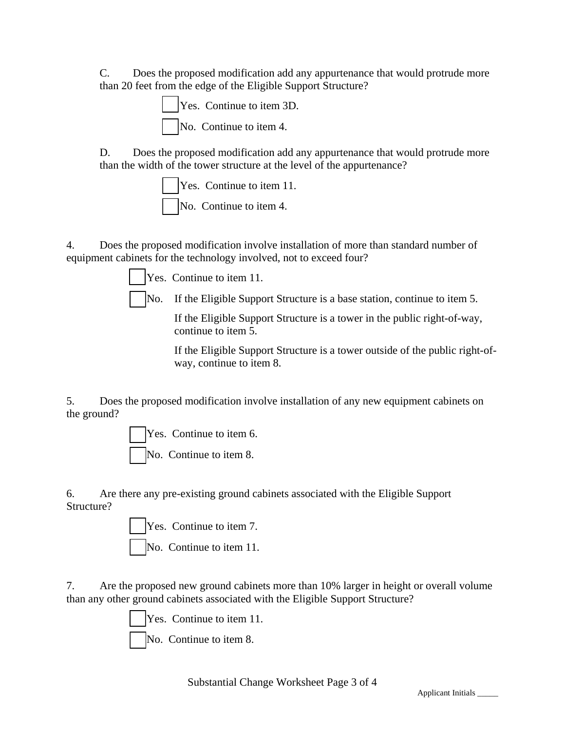C. Does the proposed modification add any appurtenance that would protrude more than 20 feet from the edge of the Eligible Support Structure?

- [ ] Yes. Continue to item 3D.
- [ ] No. Continue to item 4.

D. Does the proposed modification add any appurtenance that would protrude more than the width of the tower structure at the level of the appurtenance?

- [ ] Yes. Continue to item 11.
- [ ] No. Continue to item 4.

4. Does the proposed modification involve installation of more than standard number of equipment cabinets for the technology involved, not to exceed four?

- [ ] Yes. Continue to item 11.
- [ ] No. If the Eligible Support Structure is a base station, continue to item 5.

  If the Eligible Support Structure is a tower in the public right-of-way, continue to item 5.

  If the Eligible Support Structure is a tower outside of the public right-of-way, continue to item 8.

5. Does the proposed modification involve installation of any new equipment cabinets on the ground?

- [ ] Yes. Continue to item 6.
- [ ] No. Continue to item 8.

6. Are there any pre-existing ground cabinets associated with the Eligible Support Structure?

- [ ] Yes. Continue to item 7.
- [ ] No. Continue to item 11.

7. Are the proposed new ground cabinets more than 10% larger in height or overall volume than any other ground cabinets associated with the Eligible Support Structure?

- [ ] Yes. Continue to item 11.
- [ ] No. Continue to item 8.

Applicant Initials _____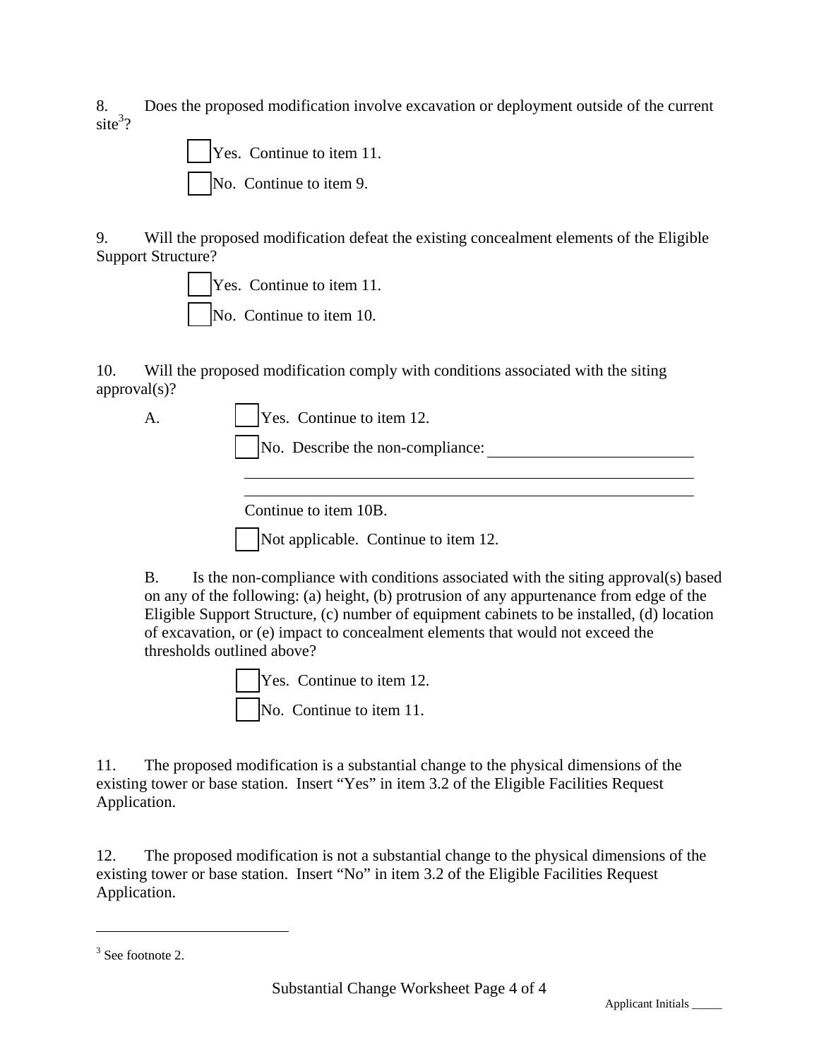8. Does the proposed modification involve excavation or deployment outside of the current site[3]?

- [ ] Yes. Continue to item 11.
- [ ] No. Continue to item 9.

9. Will the proposed modification defeat the existing concealment elements of the Eligible Support Structure?

- [ ] Yes. Continue to item 11.
- [ ] No. Continue to item 10.

10. Will the proposed modification comply with conditions associated with the siting approval(s)?

A.
- [ ] Yes. Continue to item 12.
- [ ] No. Describe the non-compliance: ______________________________

______________________________________________________________

______________________________________________________________

Continue to item 10B.

- [ ] Not applicable. Continue to item 12.

B. Is the non-compliance with conditions associated with the siting approval(s) based on any of the following: (a) height, (b) protrusion of any appurtenance from edge of the Eligible Support Structure, (c) number of equipment cabinets to be installed, (d) location of excavation, or (e) impact to concealment elements that would not exceed the thresholds outlined above?

- [ ] Yes. Continue to item 12.
- [ ] No. Continue to item 11.

11. The proposed modification is a substantial change to the physical dimensions of the existing tower or base station. Insert "Yes" in item 3.2 of the Eligible Facilities Request Application.

12. The proposed modification is not a substantial change to the physical dimensions of the existing tower or base station. Insert "No" in item 3.2 of the Eligible Facilities Request Application.

---

[3] See footnote 2.

Applicant Initials _____